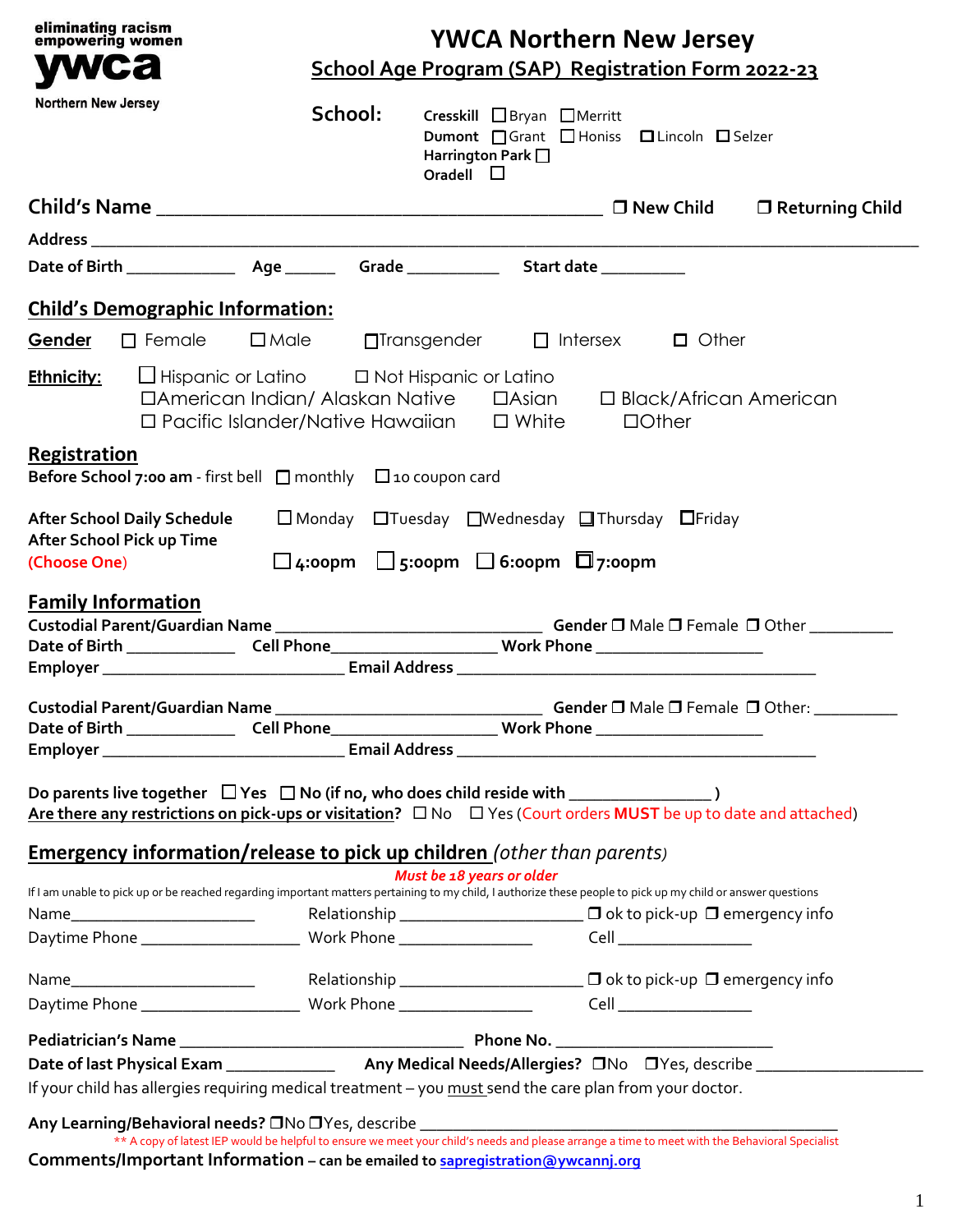eliminating racism
empowering women
**ywca**
Northern New Jersey

# YWCA Northern New Jersey

## School Age Program (SAP) Registration Form 2022-23

**School:**
**Cresskill** ☐ Bryan ☐ Merritt
**Dumont** ☐ Grant ☐ Honiss ☐ Lincoln ☐ Selzer
**Harrington Park** ☐
**Oradell** ☐

**Child's Name** ____________________________________________ ☐ **New Child** ☐ **Returning Child**

**Address** ________________________________________________________________________________________

**Date of Birth** ____________ **Age** ______ **Grade** __________ **Start date** _________

## Child's Demographic Information:

**Gender** ☐ Female ☐ Male ☐ Transgender ☐ Intersex ☐ Other

**Ethnicity:** ☐ Hispanic or Latino ☐ Not Hispanic or Latino
☐ American Indian/ Alaskan Native ☐ Asian ☐ Black/African American
☐ Pacific Islander/Native Hawaiian ☐ White ☐ Other

## Registration

**Before School 7:00 am** - first bell ☐ monthly ☐ 10 coupon card

**After School Daily Schedule** ☐ Monday ☐ Tuesday ☐ Wednesday ☐ Thursday ☐ Friday
**After School Pick up Time**
(Choose One) ☐ **4:00pm** ☐ **5:00pm** ☐ **6:00pm** ☐ **7:00pm**

## Family Information

**Custodial Parent/Guardian Name** ______________________________ **Gender** ☐ Male ☐ Female ☐ Other _________
**Date of Birth** ____________ **Cell Phone** __________________ **Work Phone** ___________________
**Employer** ___________________________ **Email Address** ________________________________________

**Custodial Parent/Guardian Name** ______________________________ **Gender** ☐ Male ☐ Female ☐ Other: _________
**Date of Birth** ____________ **Cell Phone** __________________ **Work Phone** ___________________
**Employer** ___________________________ **Email Address** ________________________________________

**Do parents live together** ☐ **Yes** ☐ **No (if no, who does child reside with** ________________ **)**
**Are there any restrictions on pick-ups or visitation?** ☐ No ☐ Yes (Court orders **MUST** be up to date and attached)

## Emergency information/release to pick up children *(other than parents)*

***Must be 18 years or older***

If I am unable to pick up or be reached regarding important matters pertaining to my child, I authorize these people to pick up my child or answer questions

Name_____________________ Relationship ____________________ ☐ ok to pick-up ☐ emergency info
Daytime Phone _________________ Work Phone _______________ Cell _______________

Name_____________________ Relationship ____________________ ☐ ok to pick-up ☐ emergency info
Daytime Phone _________________ Work Phone _______________ Cell _______________

**Pediatrician's Name** _________________________________ **Phone No.** ________________________
**Date of last Physical Exam** ____________ **Any Medical Needs/Allergies?** ☐ No ☐ Yes, describe __________________
If your child has allergies requiring medical treatment – you must send the care plan from your doctor.

**Any Learning/Behavioral needs?** ☐ No ☐ Yes, describe ______________________________________________
** A copy of latest IEP would be helpful to ensure we meet your child's needs and please arrange a time to meet with the Behavioral Specialist
**Comments/Important Information – can be emailed to** sapregistration@ywcannj.org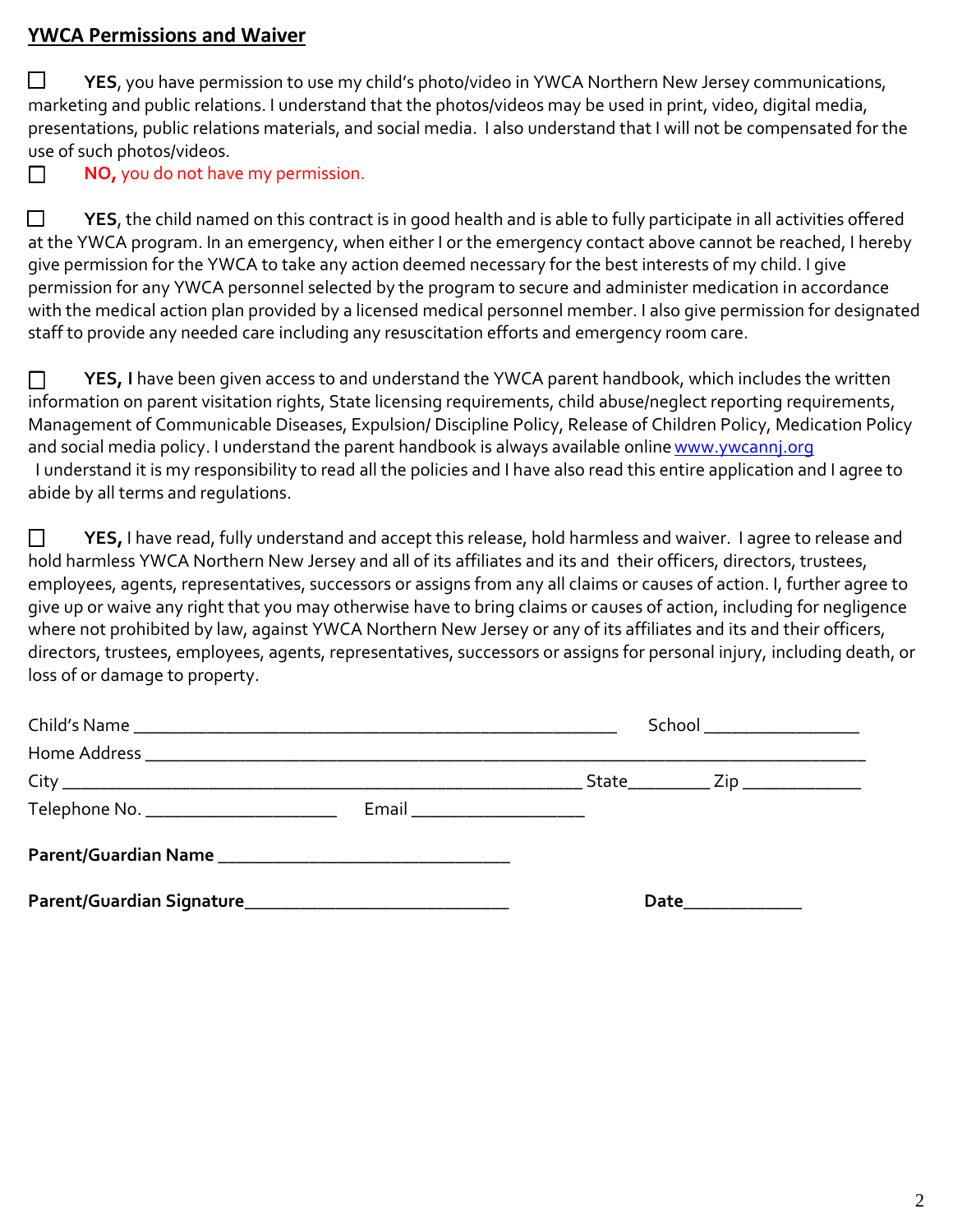## YWCA Permissions and Waiver

☐ **YES**, you have permission to use my child's photo/video in YWCA Northern New Jersey communications, marketing and public relations. I understand that the photos/videos may be used in print, video, digital media, presentations, public relations materials, and social media. I also understand that I will not be compensated for the use of such photos/videos.

☐ **NO,** you do not have my permission.

☐ **YES**, the child named on this contract is in good health and is able to fully participate in all activities offered at the YWCA program. In an emergency, when either I or the emergency contact above cannot be reached, I hereby give permission for the YWCA to take any action deemed necessary for the best interests of my child. I give permission for any YWCA personnel selected by the program to secure and administer medication in accordance with the medical action plan provided by a licensed medical personnel member. I also give permission for designated staff to provide any needed care including any resuscitation efforts and emergency room care.

☐ **YES, I** have been given access to and understand the YWCA parent handbook, which includes the written information on parent visitation rights, State licensing requirements, child abuse/neglect reporting requirements, Management of Communicable Diseases, Expulsion/ Discipline Policy, Release of Children Policy, Medication Policy and social media policy. I understand the parent handbook is always available online [www.ywcannj.org](http://www.ywcannj.org)
I understand it is my responsibility to read all the policies and I have also read this entire application and I agree to abide by all terms and regulations.

☐ **YES,** I have read, fully understand and accept this release, hold harmless and waiver. I agree to release and hold harmless YWCA Northern New Jersey and all of its affiliates and its and their officers, directors, trustees, employees, agents, representatives, successors or assigns from any all claims or causes of action. I, further agree to give up or waive any right that you may otherwise have to bring claims or causes of action, including for negligence where not prohibited by law, against YWCA Northern New Jersey or any of its affiliates and its and their officers, directors, trustees, employees, agents, representatives, successors or assigns for personal injury, including death, or loss of or damage to property.

Child's Name ____________________________________________ School ______________

Home Address ____________________________________________________________

City ______________________________________________ State________ Zip ___________

Telephone No. ____________________ Email __________________

**Parent/Guardian Name** ____________________________

**Parent/Guardian Signature**_________________________ **Date**___________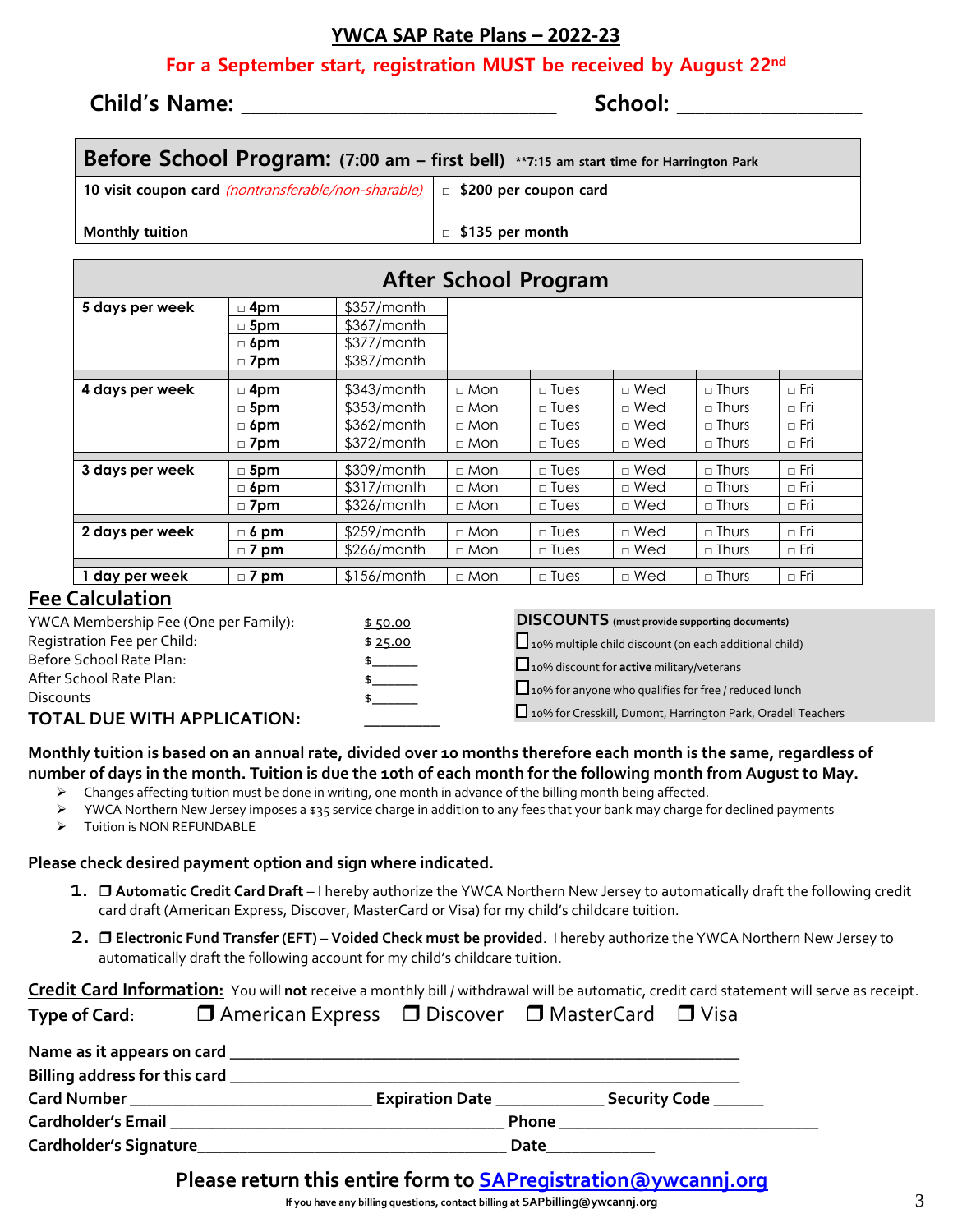# YWCA SAP Rate Plans – 2022-23

**For a September start, registration MUST be received by August 22nd**

**Child's Name: ______________________________ School: _______________**

| Before School Program: (7:00 am – first bell) **7:15 am start time for Harrington Park | |
|---|---|
| **10 visit coupon card** *(nontransferable/non-sharable)* | □ **$200 per coupon card** |
| **Monthly tuition** | □ **$135 per month** |

| After School Program | | | | | | | |
|---|---|---|---|---|---|---|---|
| **5 days per week** | □ **4pm** | $357/month | | | | | |
| | □ **5pm** | $367/month | | | | | |
| | □ **6pm** | $377/month | | | | | |
| | □ **7pm** | $387/month | | | | | |
| **4 days per week** | □ **4pm** | $343/month | □ Mon | □ Tues | □ Wed | □ Thurs | □ Fri |
| | □ **5pm** | $353/month | □ Mon | □ Tues | □ Wed | □ Thurs | □ Fri |
| | □ **6pm** | $362/month | □ Mon | □ Tues | □ Wed | □ Thurs | □ Fri |
| | □ **7pm** | $372/month | □ Mon | □ Tues | □ Wed | □ Thurs | □ Fri |
| **3 days per week** | □ **5pm** | $309/month | □ Mon | □ Tues | □ Wed | □ Thurs | □ Fri |
| | □ **6pm** | $317/month | □ Mon | □ Tues | □ Wed | □ Thurs | □ Fri |
| | □ **7pm** | $326/month | □ Mon | □ Tues | □ Wed | □ Thurs | □ Fri |
| **2 days per week** | □ **6 pm** | $259/month | □ Mon | □ Tues | □ Wed | □ Thurs | □ Fri |
| | □ **7 pm** | $266/month | □ Mon | □ Tues | □ Wed | □ Thurs | □ Fri |
| **1 day per week** | □ **7 pm** | $156/month | □ Mon | □ Tues | □ Wed | □ Thurs | □ Fri |

## Fee Calculation

| | |
|---|---|
| YWCA Membership Fee (One per Family): | $ 50.00 |
| Registration Fee per Child: | $ 25.00 |
| Before School Rate Plan: | $______ |
| After School Rate Plan: | $______ |
| Discounts | $______ |
| **TOTAL DUE WITH APPLICATION:** | _________ |

**DISCOUNTS** (must provide supporting documents)

- ☐ 10% multiple child discount (on each additional child)
- ☐ 10% discount for **active** military/veterans
- ☐ 10% for anyone who qualifies for free / reduced lunch
- ☐ 10% for Cresskill, Dumont, Harrington Park, Oradell Teachers

**Monthly tuition is based on an annual rate, divided over 10 months therefore each month is the same, regardless of number of days in the month. Tuition is due the 10th of each month for the following month from August to May.**

- Changes affecting tuition must be done in writing, one month in advance of the billing month being affected.
- YWCA Northern New Jersey imposes a $35 service charge in addition to any fees that your bank may charge for declined payments
- Tuition is NON REFUNDABLE

**Please check desired payment option and sign where indicated.**

1. ❒ **Automatic Credit Card Draft** – I hereby authorize the YWCA Northern New Jersey to automatically draft the following credit card draft (American Express, Discover, MasterCard or Visa) for my child's childcare tuition.
2. ❒ **Electronic Fund Transfer (EFT)** – **Voided Check must be provided**. I hereby authorize the YWCA Northern New Jersey to automatically draft the following account for my child's childcare tuition.

**Credit Card Information:** You will **not** receive a monthly bill / withdrawal will be automatic, credit card statement will serve as receipt.

**Type of Card**: ❒ American Express ❒ Discover ❒ MasterCard ❒ Visa

**Name as it appears on card** _____________________________________________

**Billing address for this card** _____________________________________________

**Card Number** ___________________________ **Expiration Date** ____________ **Security Code** ______

**Cardholder's Email** ____________________________________ **Phone** ____________________________

**Cardholder's Signature**___________________________________ **Date**_____________

**Please return this entire form to SAPregistration@ywcannj.org**

**If you have any billing questions, contact billing at SAPbilling@ywcannj.org**